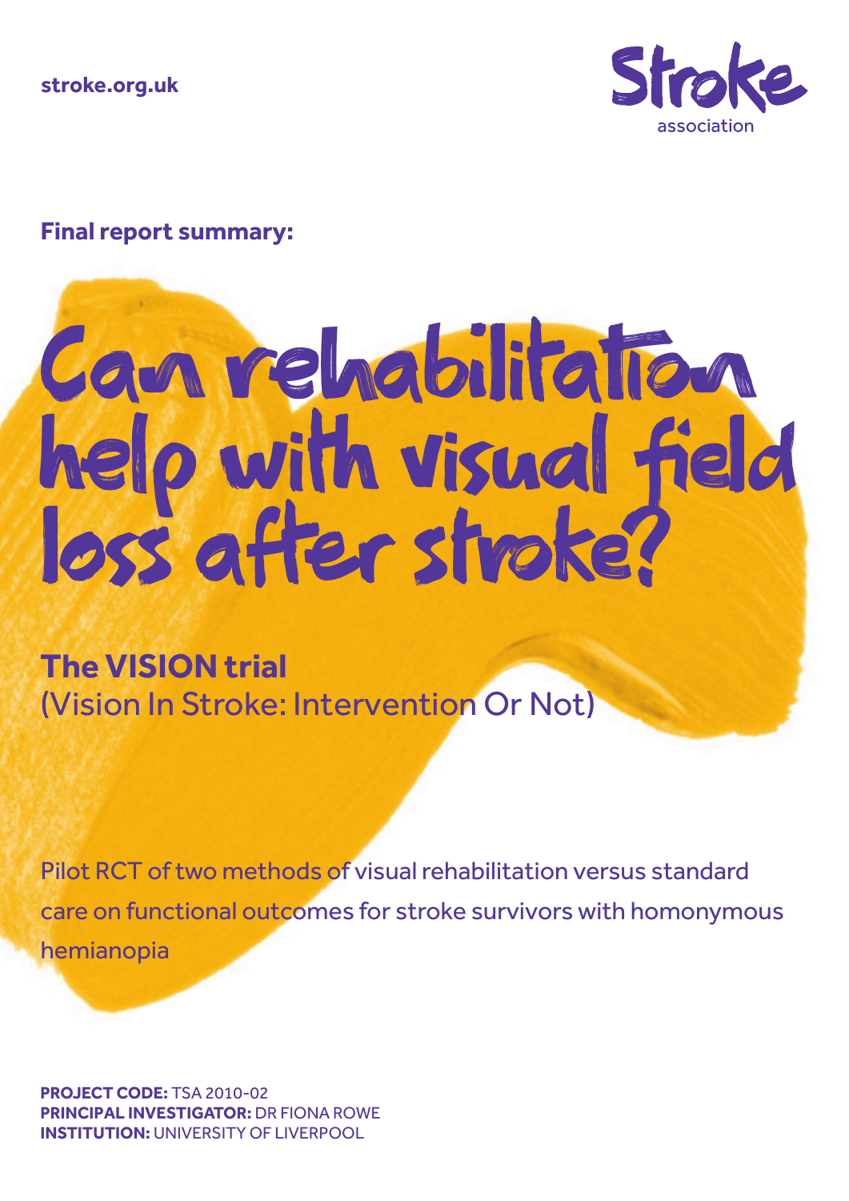stroke.org.uk

Stroke association

**Final report summary:**

# Can rehabilitation help with visual field loss after stroke?

## The VISION trial

(Vision In Stroke: Intervention Or Not)

Pilot RCT of two methods of visual rehabilitation versus standard care on functional outcomes for stroke survivors with homonymous hemianopia

**PROJECT CODE:** TSA 2010-02
**PRINCIPAL INVESTIGATOR:** DR FIONA ROWE
**INSTITUTION:** UNIVERSITY OF LIVERPOOL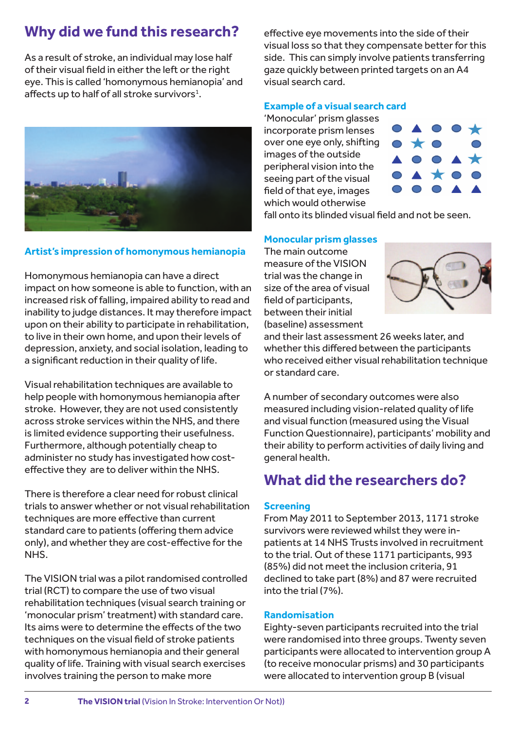## Why did we fund this research?

As a result of stroke, an individual may lose half of their visual field in either the left or the right eye. This is called 'homonymous hemianopia' and affects up to half of all stroke survivors[1].

**Artist's impression of homonymous hemianopia**

Homonymous hemianopia can have a direct impact on how someone is able to function, with an increased risk of falling, impaired ability to read and inability to judge distances. It may therefore impact upon on their ability to participate in rehabilitation, to live in their own home, and upon their levels of depression, anxiety, and social isolation, leading to a significant reduction in their quality of life.

Visual rehabilitation techniques are available to help people with homonymous hemianopia after stroke. However, they are not used consistently across stroke services within the NHS, and there is limited evidence supporting their usefulness. Furthermore, although potentially cheap to administer no study has investigated how cost-effective they are to deliver within the NHS.

There is therefore a clear need for robust clinical trials to answer whether or not visual rehabilitation techniques are more effective than current standard care to patients (offering them advice only), and whether they are cost-effective for the NHS.

The VISION trial was a pilot randomised controlled trial (RCT) to compare the use of two visual rehabilitation techniques (visual search training or 'monocular prism' treatment) with standard care. Its aims were to determine the effects of the two techniques on the visual field of stroke patients with homonymous hemianopia and their general quality of life. Training with visual search exercises involves training the person to make more effective eye movements into the side of their visual loss so that they compensate better for this side. This can simply involve patients transferring gaze quickly between printed targets on an A4 visual search card.

**Example of a visual search card**

'Monocular' prism glasses incorporate prism lenses over one eye only, shifting images of the outside peripheral vision into the seeing part of the visual field of that eye, images which would otherwise fall onto its blinded visual field and not be seen.

**Monocular prism glasses**

The main outcome measure of the VISION trial was the change in size of the area of visual field of participants, between their initial (baseline) assessment and their last assessment 26 weeks later, and whether this differed between the participants who received either visual rehabilitation technique or standard care.

A number of secondary outcomes were also measured including vision-related quality of life and visual function (measured using the Visual Function Questionnaire), participants' mobility and their ability to perform activities of daily living and general health.

## What did the researchers do?

### Screening

From May 2011 to September 2013, 1171 stroke survivors were reviewed whilst they were in-patients at 14 NHS Trusts involved in recruitment to the trial. Out of these 1171 participants, 993 (85%) did not meet the inclusion criteria, 91 declined to take part (8%) and 87 were recruited into the trial (7%).

### Randomisation

Eighty-seven participants recruited into the trial were randomised into three groups. Twenty seven participants were allocated to intervention group A (to receive monocular prisms) and 30 participants were allocated to intervention group B (visual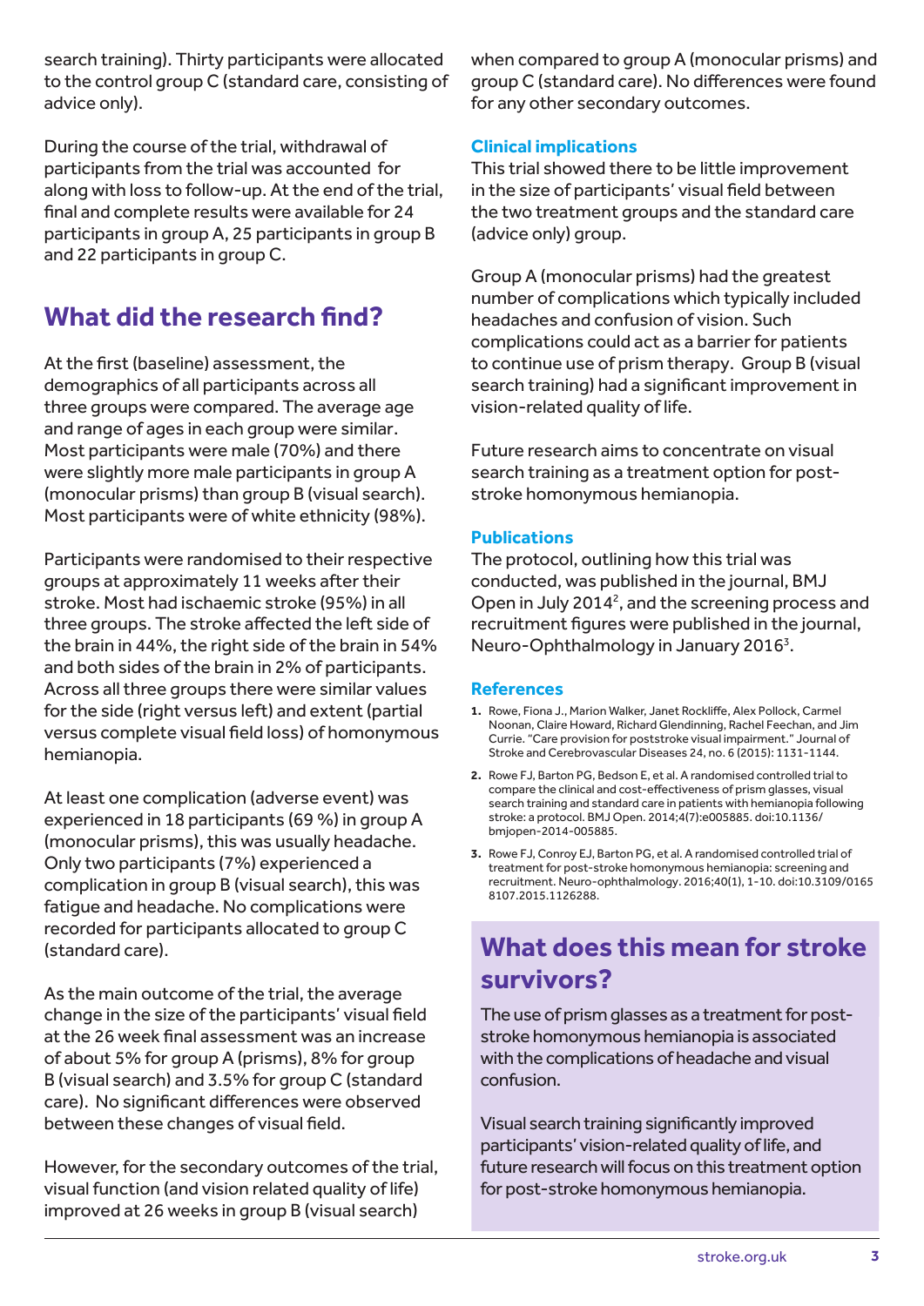search training). Thirty participants were allocated to the control group C (standard care, consisting of advice only).

During the course of the trial, withdrawal of participants from the trial was accounted for along with loss to follow-up. At the end of the trial, final and complete results were available for 24 participants in group A, 25 participants in group B and 22 participants in group C.

## What did the research find?

At the first (baseline) assessment, the demographics of all participants across all three groups were compared. The average age and range of ages in each group were similar. Most participants were male (70%) and there were slightly more male participants in group A (monocular prisms) than group B (visual search). Most participants were of white ethnicity (98%).

Participants were randomised to their respective groups at approximately 11 weeks after their stroke. Most had ischaemic stroke (95%) in all three groups. The stroke affected the left side of the brain in 44%, the right side of the brain in 54% and both sides of the brain in 2% of participants. Across all three groups there were similar values for the side (right versus left) and extent (partial versus complete visual field loss) of homonymous hemianopia.

At least one complication (adverse event) was experienced in 18 participants (69 %) in group A (monocular prisms), this was usually headache. Only two participants (7%) experienced a complication in group B (visual search), this was fatigue and headache. No complications were recorded for participants allocated to group C (standard care).

As the main outcome of the trial, the average change in the size of the participants' visual field at the 26 week final assessment was an increase of about 5% for group A (prisms), 8% for group B (visual search) and 3.5% for group C (standard care). No significant differences were observed between these changes of visual field.

However, for the secondary outcomes of the trial, visual function (and vision related quality of life) improved at 26 weeks in group B (visual search) when compared to group A (monocular prisms) and group C (standard care). No differences were found for any other secondary outcomes.

### Clinical implications

This trial showed there to be little improvement in the size of participants' visual field between the two treatment groups and the standard care (advice only) group.

Group A (monocular prisms) had the greatest number of complications which typically included headaches and confusion of vision. Such complications could act as a barrier for patients to continue use of prism therapy. Group B (visual search training) had a significant improvement in vision-related quality of life.

Future research aims to concentrate on visual search training as a treatment option for post-stroke homonymous hemianopia.

### Publications

The protocol, outlining how this trial was conducted, was published in the journal, BMJ Open in July 2014[2], and the screening process and recruitment figures were published in the journal, Neuro-Ophthalmology in January 2016[3].

### References

1. Rowe, Fiona J., Marion Walker, Janet Rockliffe, Alex Pollock, Carmel Noonan, Claire Howard, Richard Glendinning, Rachel Feechan, and Jim Currie. "Care provision for poststroke visual impairment." Journal of Stroke and Cerebrovascular Diseases 24, no. 6 (2015): 1131-1144.
2. Rowe FJ, Barton PG, Bedson E, et al. A randomised controlled trial to compare the clinical and cost-effectiveness of prism glasses, visual search training and standard care in patients with hemianopia following stroke: a protocol. BMJ Open. 2014;4(7):e005885. doi:10.1136/bmjopen-2014-005885.
3. Rowe FJ, Conroy EJ, Barton PG, et al. A randomised controlled trial of treatment for post-stroke homonymous hemianopia: screening and recruitment. Neuro-ophthalmology. 2016;40(1), 1-10. doi:10.3109/01658107.2015.1126288.

## What does this mean for stroke survivors?

The use of prism glasses as a treatment for post-stroke homonymous hemianopia is associated with the complications of headache and visual confusion.

Visual search training significantly improved participants' vision-related quality of life, and future research will focus on this treatment option for post-stroke homonymous hemianopia.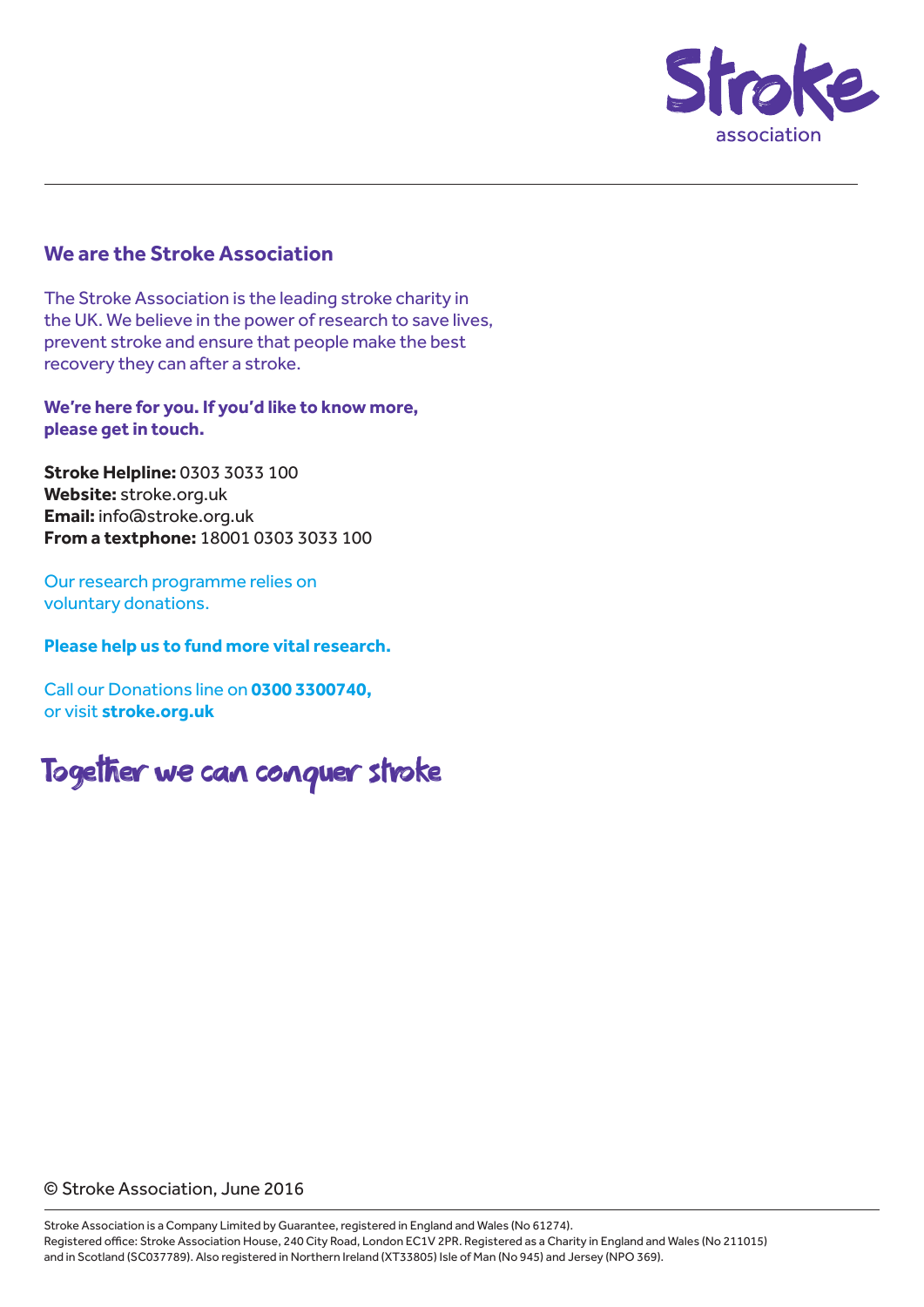Stroke association

## We are the Stroke Association

The Stroke Association is the leading stroke charity in the UK. We believe in the power of research to save lives, prevent stroke and ensure that people make the best recovery they can after a stroke.

**We're here for you. If you'd like to know more, please get in touch.**

**Stroke Helpline:** 0303 3033 100
**Website:** stroke.org.uk
**Email:** info@stroke.org.uk
**From a textphone:** 18001 0303 3033 100

Our research programme relies on voluntary donations.

**Please help us to fund more vital research.**

Call our Donations line on **0300 3300740,** or visit **stroke.org.uk**

Together we can conquer stroke

© Stroke Association, June 2016

Stroke Association is a Company Limited by Guarantee, registered in England and Wales (No 61274).
Registered office: Stroke Association House, 240 City Road, London EC1V 2PR. Registered as a Charity in England and Wales (No 211015) and in Scotland (SC037789). Also registered in Northern Ireland (XT33805) Isle of Man (No 945) and Jersey (NPO 369).